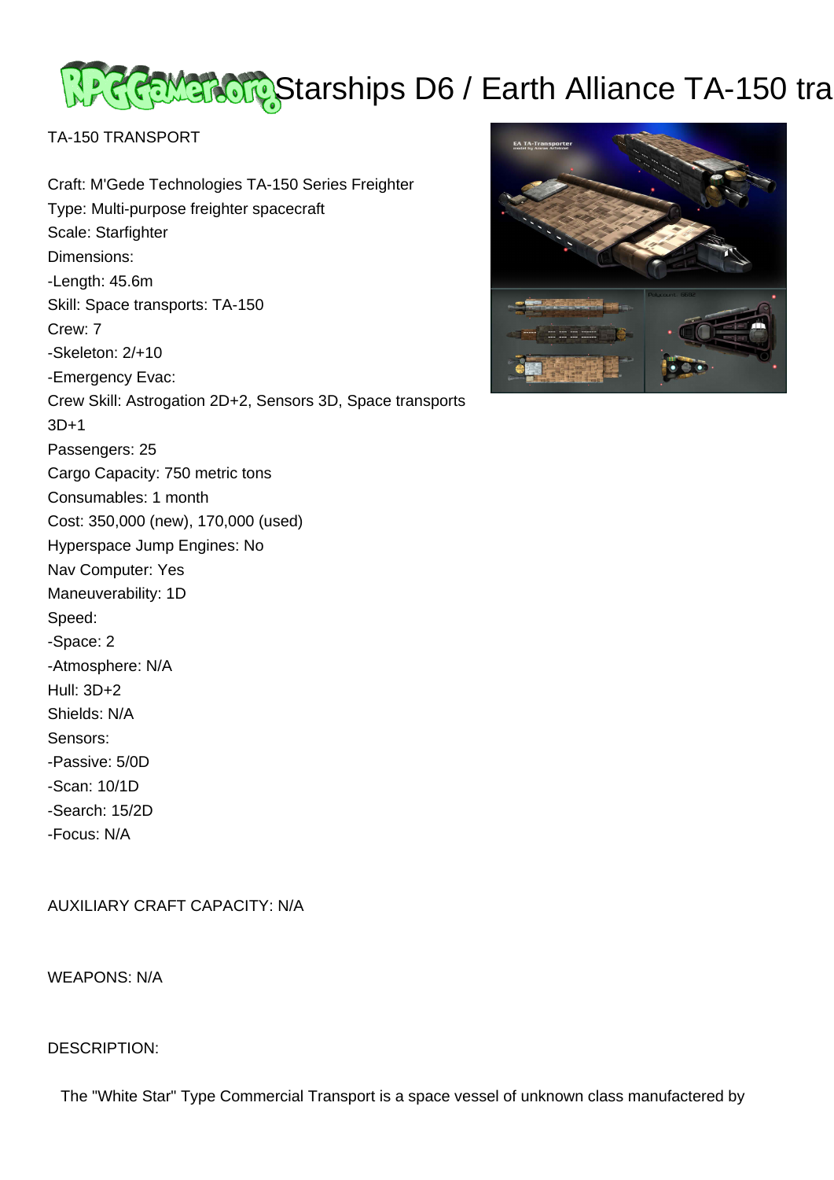# Starships D6 / Earth Alliance TA-150 tra

TA-150 TRANSPORT

Craft: M'Gede Technologies TA-150 Series Freighter
Type: Multi-purpose freighter spacecraft
Scale: Starfighter
Dimensions:
-Length: 45.6m
Skill: Space transports: TA-150
Crew: 7
-Skeleton: 2/+10
-Emergency Evac:
Crew Skill: Astrogation 2D+2, Sensors 3D, Space transports 3D+1
Passengers: 25
Cargo Capacity: 750 metric tons
Consumables: 1 month
Cost: 350,000 (new), 170,000 (used)
Hyperspace Jump Engines: No
Nav Computer: Yes
Maneuverability: 1D
Speed:
-Space: 2
-Atmosphere: N/A
Hull: 3D+2
Shields: N/A
Sensors:
-Passive: 5/0D
-Scan: 10/1D
-Search: 15/2D
-Focus: N/A

AUXILIARY CRAFT CAPACITY: N/A

WEAPONS: N/A

DESCRIPTION:

The "White Star" Type Commercial Transport is a space vessel of unknown class manufactered by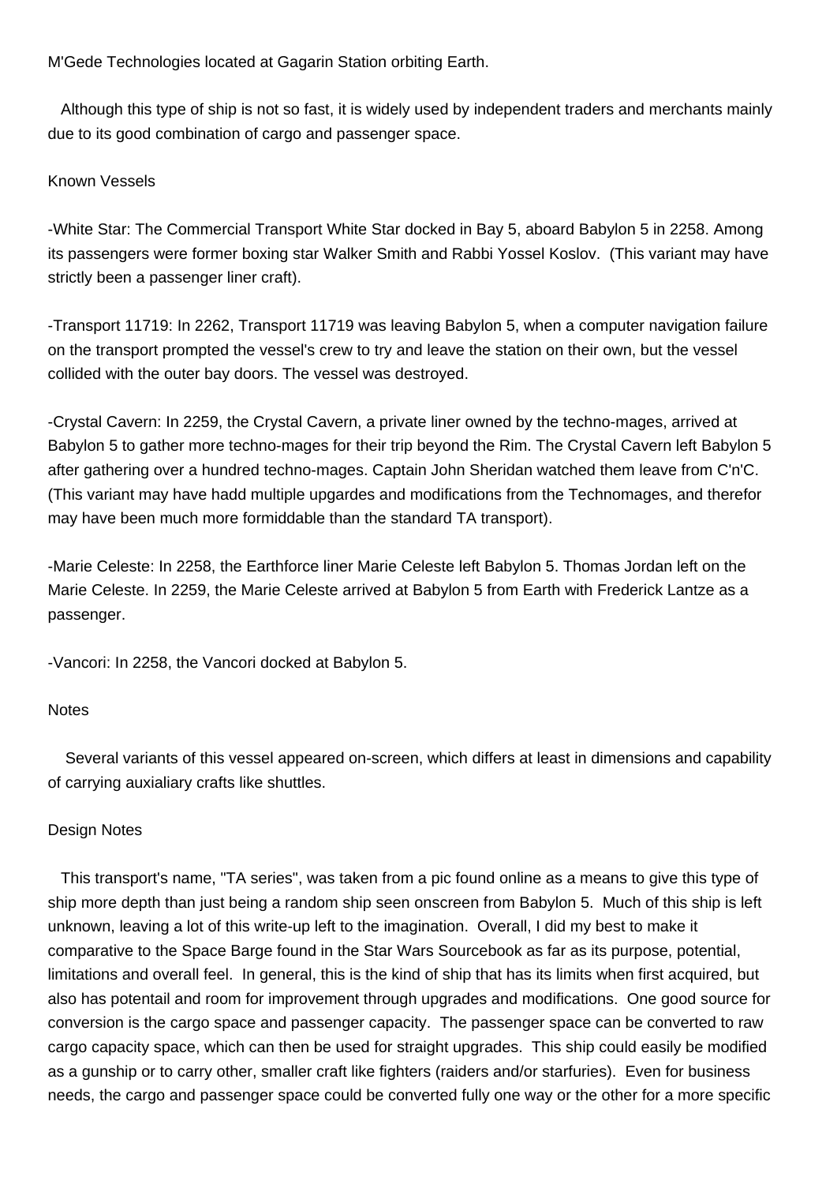M'Gede Technologies located at Gagarin Station orbiting Earth.

Although this type of ship is not so fast, it is widely used by independent traders and merchants mainly due to its good combination of cargo and passenger space.

## Known Vessels

-White Star: The Commercial Transport White Star docked in Bay 5, aboard Babylon 5 in 2258. Among its passengers were former boxing star Walker Smith and Rabbi Yossel Koslov. (This variant may have strictly been a passenger liner craft).

-Transport 11719: In 2262, Transport 11719 was leaving Babylon 5, when a computer navigation failure on the transport prompted the vessel's crew to try and leave the station on their own, but the vessel collided with the outer bay doors. The vessel was destroyed.

-Crystal Cavern: In 2259, the Crystal Cavern, a private liner owned by the techno-mages, arrived at Babylon 5 to gather more techno-mages for their trip beyond the Rim. The Crystal Cavern left Babylon 5 after gathering over a hundred techno-mages. Captain John Sheridan watched them leave from C'n'C. (This variant may have hadd multiple upgardes and modifications from the Technomages, and therefor may have been much more formiddable than the standard TA transport).

-Marie Celeste: In 2258, the Earthforce liner Marie Celeste left Babylon 5. Thomas Jordan left on the Marie Celeste. In 2259, the Marie Celeste arrived at Babylon 5 from Earth with Frederick Lantze as a passenger.

-Vancori: In 2258, the Vancori docked at Babylon 5.

## Notes

Several variants of this vessel appeared on-screen, which differs at least in dimensions and capability of carrying auxialiary crafts like shuttles.

## Design Notes

This transport's name, "TA series", was taken from a pic found online as a means to give this type of ship more depth than just being a random ship seen onscreen from Babylon 5. Much of this ship is left unknown, leaving a lot of this write-up left to the imagination. Overall, I did my best to make it comparative to the Space Barge found in the Star Wars Sourcebook as far as its purpose, potential, limitations and overall feel. In general, this is the kind of ship that has its limits when first acquired, but also has potentail and room for improvement through upgrades and modifications. One good source for conversion is the cargo space and passenger capacity. The passenger space can be converted to raw cargo capacity space, which can then be used for straight upgrades. This ship could easily be modified as a gunship or to carry other, smaller craft like fighters (raiders and/or starfuries). Even for business needs, the cargo and passenger space could be converted fully one way or the other for a more specific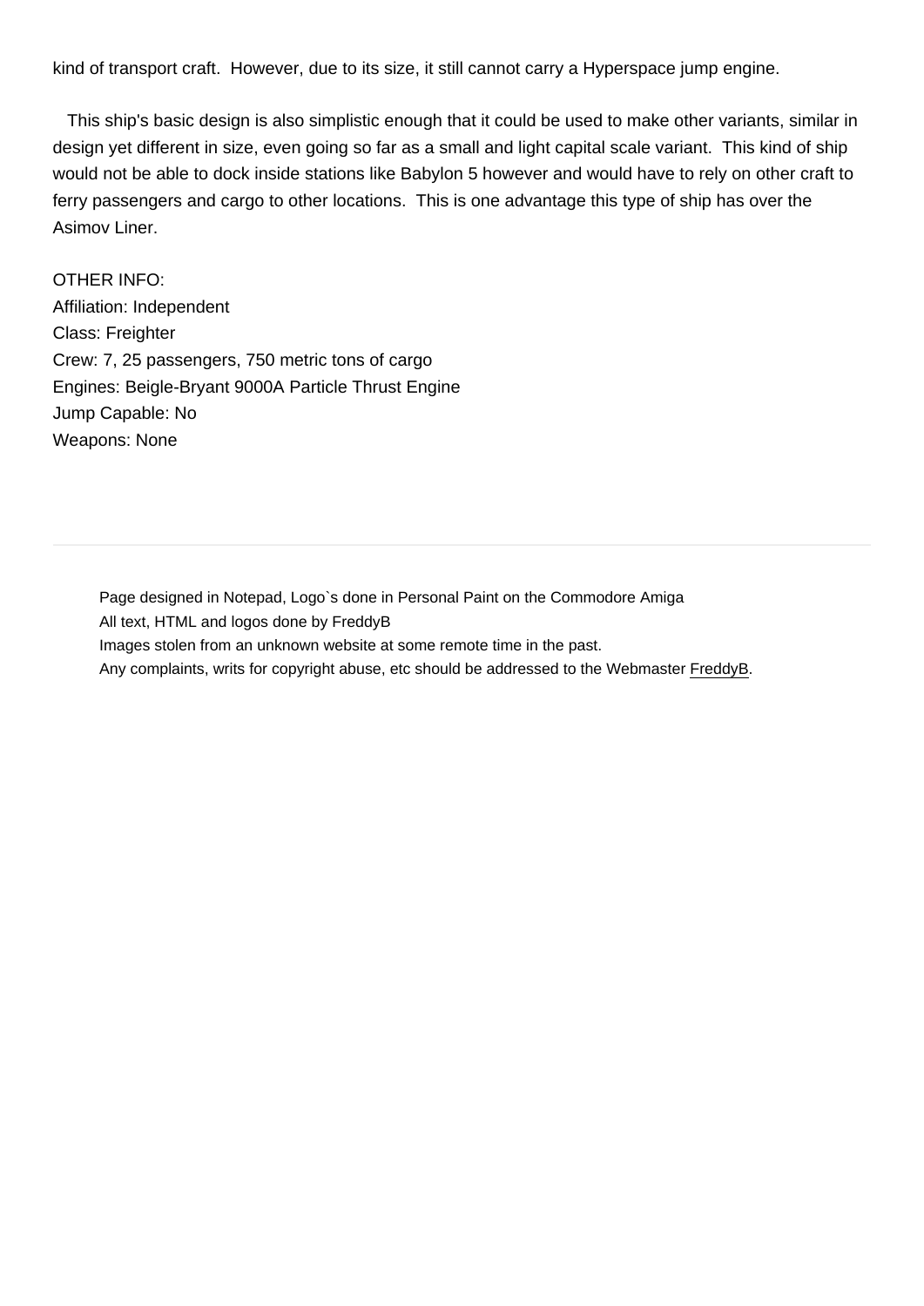kind of transport craft.  However, due to its size, it still cannot carry a Hyperspace jump engine.

This ship's basic design is also simplistic enough that it could be used to make other variants, similar in design yet different in size, even going so far as a small and light capital scale variant.  This kind of ship would not be able to dock inside stations like Babylon 5 however and would have to rely on other craft to ferry passengers and cargo to other locations.  This is one advantage this type of ship has over the Asimov Liner.

OTHER INFO:
Affiliation: Independent
Class: Freighter
Crew: 7, 25 passengers, 750 metric tons of cargo
Engines: Beigle-Bryant 9000A Particle Thrust Engine
Jump Capable: No
Weapons: None

---

Page designed in Notepad, Logo`s done in Personal Paint on the Commodore Amiga
All text, HTML and logos done by FreddyB
Images stolen from an unknown website at some remote time in the past.
Any complaints, writs for copyright abuse, etc should be addressed to the Webmaster FreddyB.